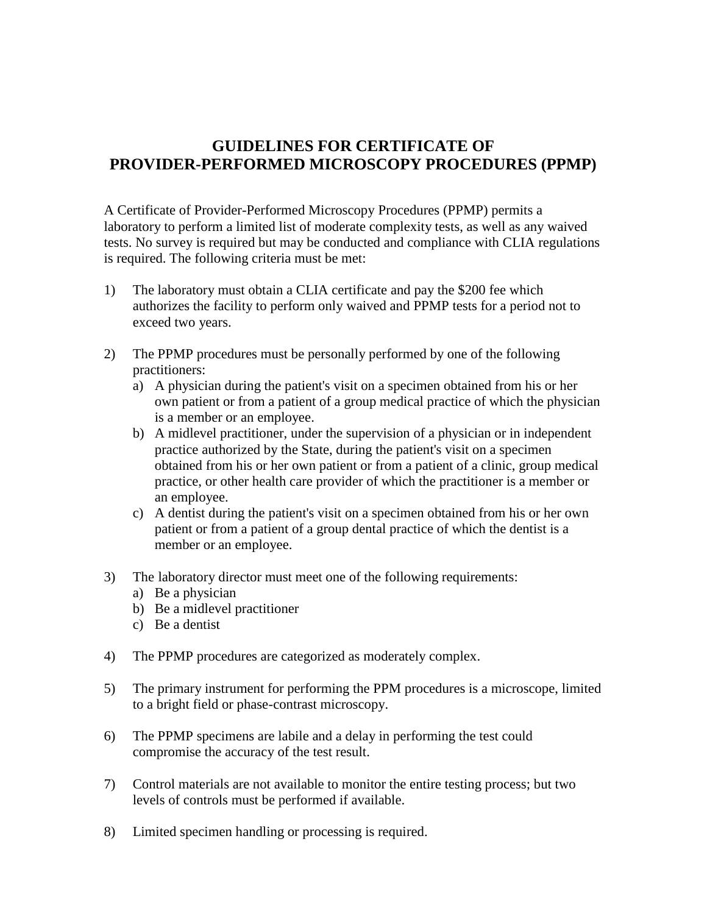# GUIDELINES FOR CERTIFICATE OF PROVIDER-PERFORMED MICROSCOPY PROCEDURES (PPMP)

A Certificate of Provider-Performed Microscopy Procedures (PPMP) permits a laboratory to perform a limited list of moderate complexity tests, as well as any waived tests. No survey is required but may be conducted and compliance with CLIA regulations is required. The following criteria must be met:

1) The laboratory must obtain a CLIA certificate and pay the $200 fee which authorizes the facility to perform only waived and PPMP tests for a period not to exceed two years.

2) The PPMP procedures must be personally performed by one of the following practitioners:
   a) A physician during the patient's visit on a specimen obtained from his or her own patient or from a patient of a group medical practice of which the physician is a member or an employee.
   b) A midlevel practitioner, under the supervision of a physician or in independent practice authorized by the State, during the patient's visit on a specimen obtained from his or her own patient or from a patient of a clinic, group medical practice, or other health care provider of which the practitioner is a member or an employee.
   c) A dentist during the patient's visit on a specimen obtained from his or her own patient or from a patient of a group dental practice of which the dentist is a member or an employee.

3) The laboratory director must meet one of the following requirements:
   a) Be a physician
   b) Be a midlevel practitioner
   c) Be a dentist

4) The PPMP procedures are categorized as moderately complex.

5) The primary instrument for performing the PPM procedures is a microscope, limited to a bright field or phase-contrast microscopy.

6) The PPMP specimens are labile and a delay in performing the test could compromise the accuracy of the test result.

7) Control materials are not available to monitor the entire testing process; but two levels of controls must be performed if available.

8) Limited specimen handling or processing is required.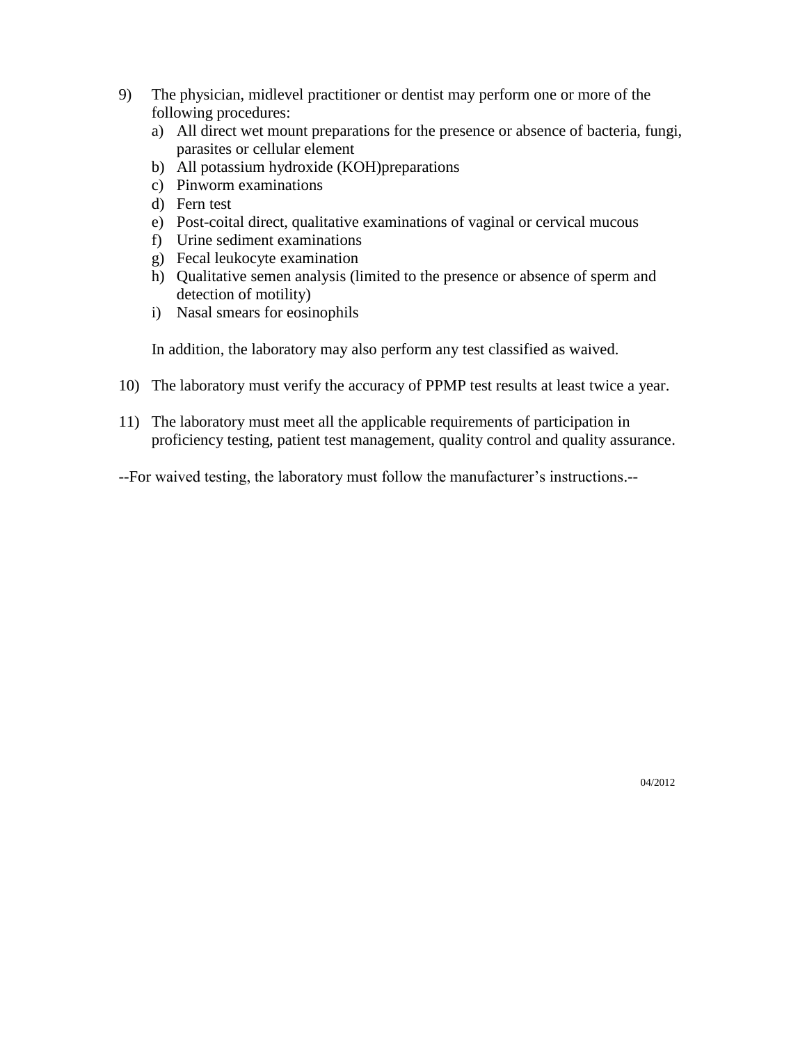9) The physician, midlevel practitioner or dentist may perform one or more of the following procedures:
   a) All direct wet mount preparations for the presence or absence of bacteria, fungi, parasites or cellular element
   b) All potassium hydroxide (KOH)preparations
   c) Pinworm examinations
   d) Fern test
   e) Post-coital direct, qualitative examinations of vaginal or cervical mucous
   f) Urine sediment examinations
   g) Fecal leukocyte examination
   h) Qualitative semen analysis (limited to the presence or absence of sperm and detection of motility)
   i) Nasal smears for eosinophils

   In addition, the laboratory may also perform any test classified as waived.

10) The laboratory must verify the accuracy of PPMP test results at least twice a year.

11) The laboratory must meet all the applicable requirements of participation in proficiency testing, patient test management, quality control and quality assurance.

--For waived testing, the laboratory must follow the manufacturer's instructions.--

04/2012